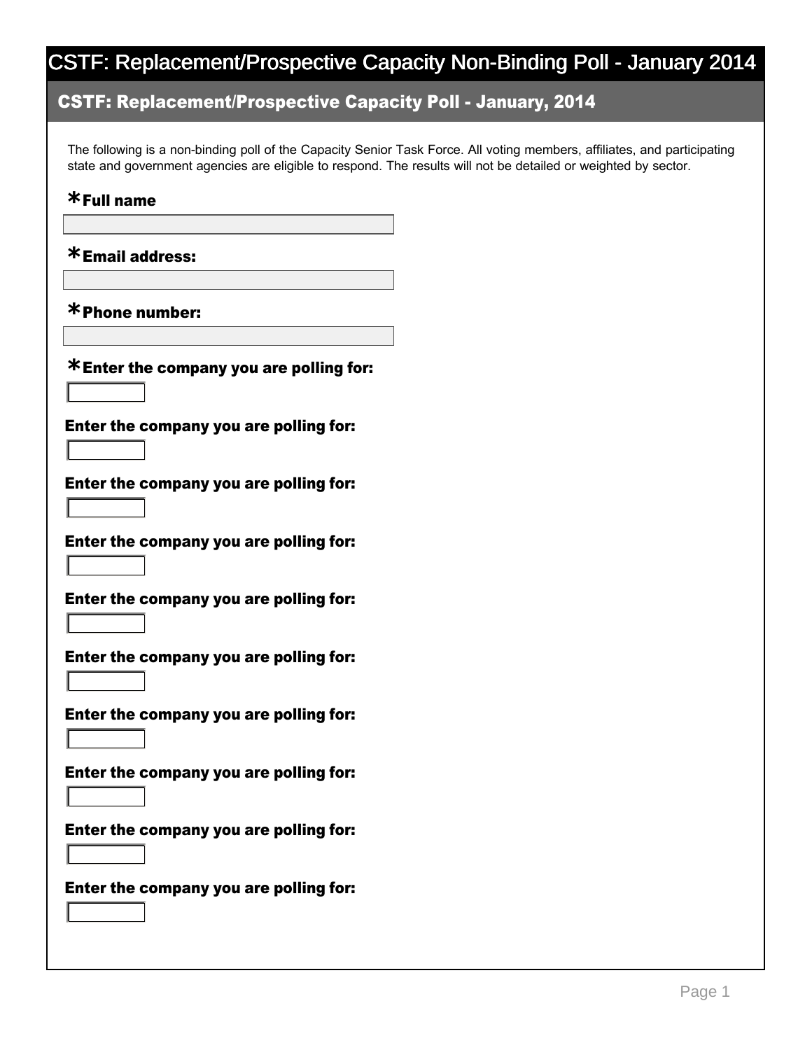# CSTF: Replacement/Prospective Capacity Non-Binding Poll - January 2014

## CSTF: Replacement/Prospective Capacity Poll - January, 2014

The following is a non-binding poll of the Capacity Senior Task Force. All voting members, affiliates, and participating state and government agencies are eligible to respond. The results will not be detailed or weighted by sector.

**\*Full name**

**\*Email address:**

**\*Phone number:**

**\*Enter the company you are polling for:**

**Enter the company you are polling for:**

**Enter the company you are polling for:**

**Enter the company you are polling for:**

**Enter the company you are polling for:**

**Enter the company you are polling for:**

**Enter the company you are polling for:**

**Enter the company you are polling for:**

**Enter the company you are polling for:**

**Enter the company you are polling for:**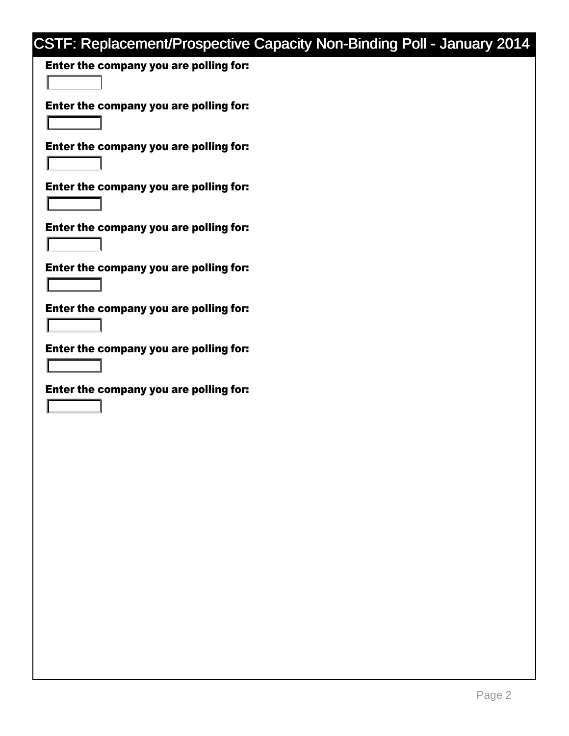# CSTF: Replacement/Prospective Capacity Non-Binding Poll - January 2014

**Enter the company you are polling for:**

**Enter the company you are polling for:**

**Enter the company you are polling for:**

**Enter the company you are polling for:**

**Enter the company you are polling for:**

**Enter the company you are polling for:**

**Enter the company you are polling for:**

**Enter the company you are polling for:**

**Enter the company you are polling for:**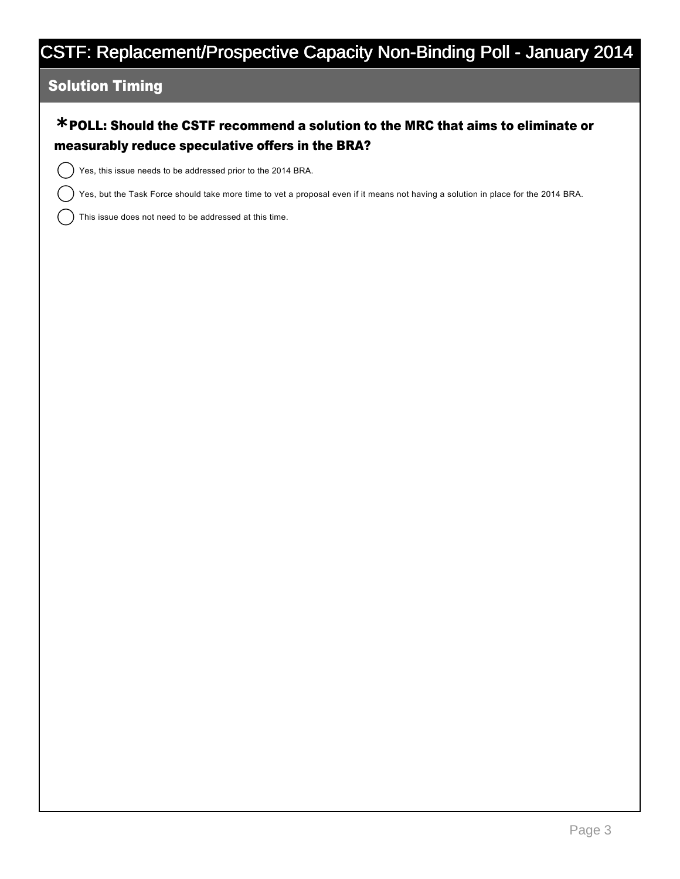# CSTF: Replacement/Prospective Capacity Non-Binding Poll - January 2014

## Solution Timing

**\*POLL: Should the CSTF recommend a solution to the MRC that aims to eliminate or measurably reduce speculative offers in the BRA?**

- ◯ Yes, this issue needs to be addressed prior to the 2014 BRA.
- ◯ Yes, but the Task Force should take more time to vet a proposal even if it means not having a solution in place for the 2014 BRA.
- ◯ This issue does not need to be addressed at this time.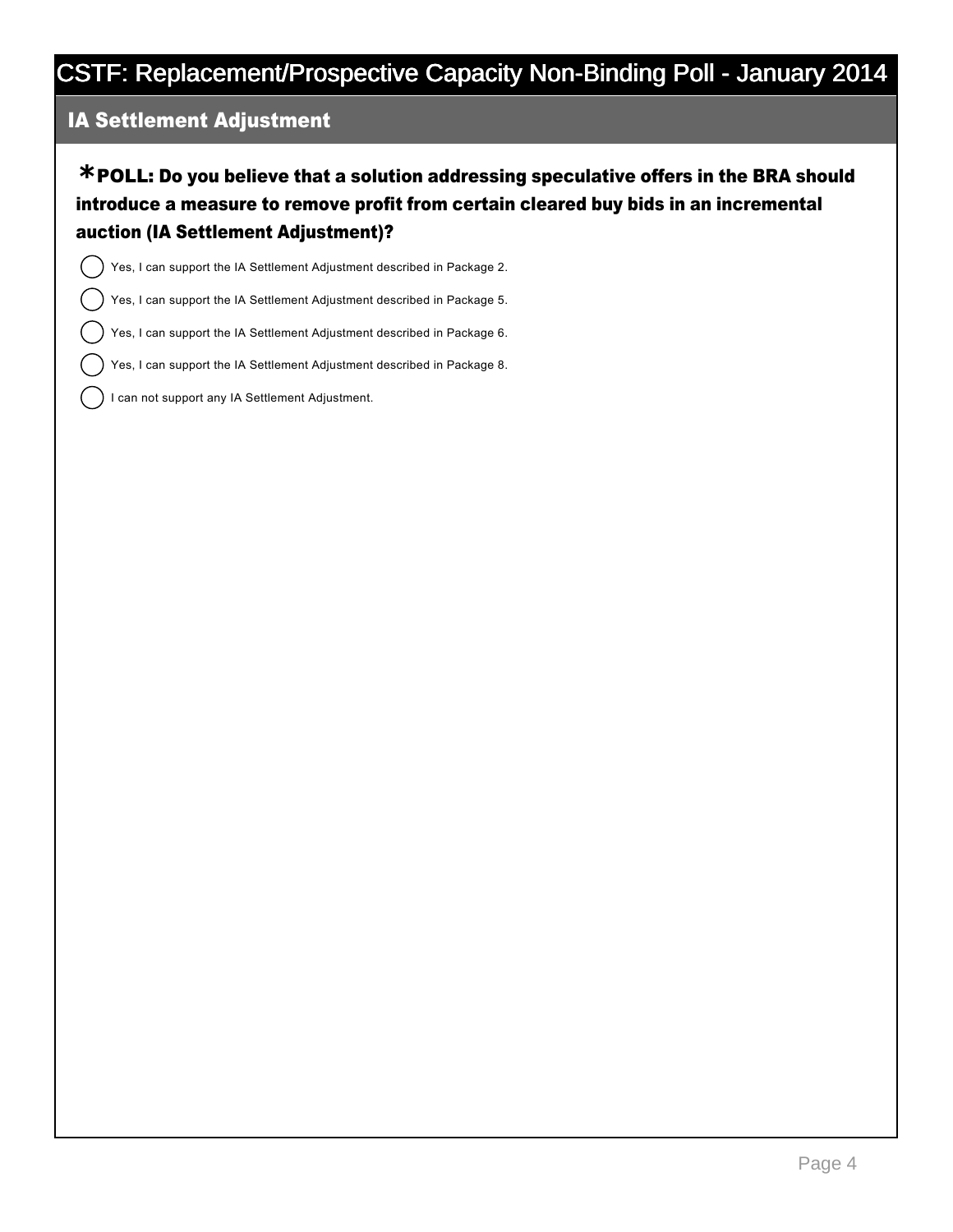## IA Settlement Adjustment

***POLL: Do you believe that a solution addressing speculative offers in the BRA should introduce a measure to remove profit from certain cleared buy bids in an incremental auction (IA Settlement Adjustment)?**

- ◯ Yes, I can support the IA Settlement Adjustment described in Package 2.
- ◯ Yes, I can support the IA Settlement Adjustment described in Package 5.
- ◯ Yes, I can support the IA Settlement Adjustment described in Package 6.
- ◯ Yes, I can support the IA Settlement Adjustment described in Package 8.
- ◯ I can not support any IA Settlement Adjustment.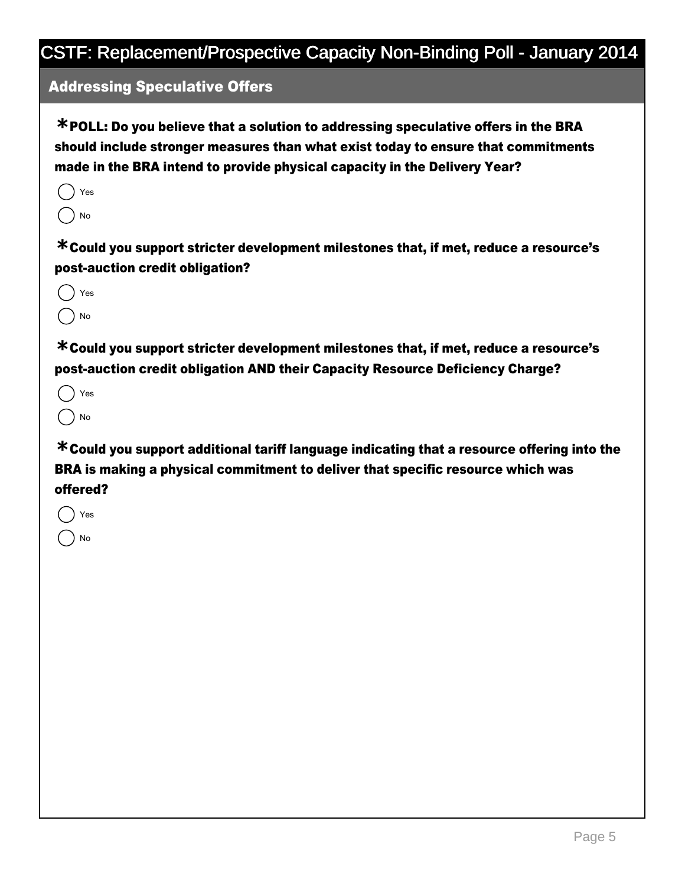# CSTF: Replacement/Prospective Capacity Non-Binding Poll - January 2014

## Addressing Speculative Offers

***POLL: Do you believe that a solution to addressing speculative offers in the BRA should include stronger measures than what exist today to ensure that commitments made in the BRA intend to provide physical capacity in the Delivery Year?**

- ( ) Yes
- ( ) No

***Could you support stricter development milestones that, if met, reduce a resource's post-auction credit obligation?**

- ( ) Yes
- ( ) No

***Could you support stricter development milestones that, if met, reduce a resource's post-auction credit obligation AND their Capacity Resource Deficiency Charge?**

- ( ) Yes
- ( ) No

***Could you support additional tariff language indicating that a resource offering into the BRA is making a physical commitment to deliver that specific resource which was offered?**

- ( ) Yes
- ( ) No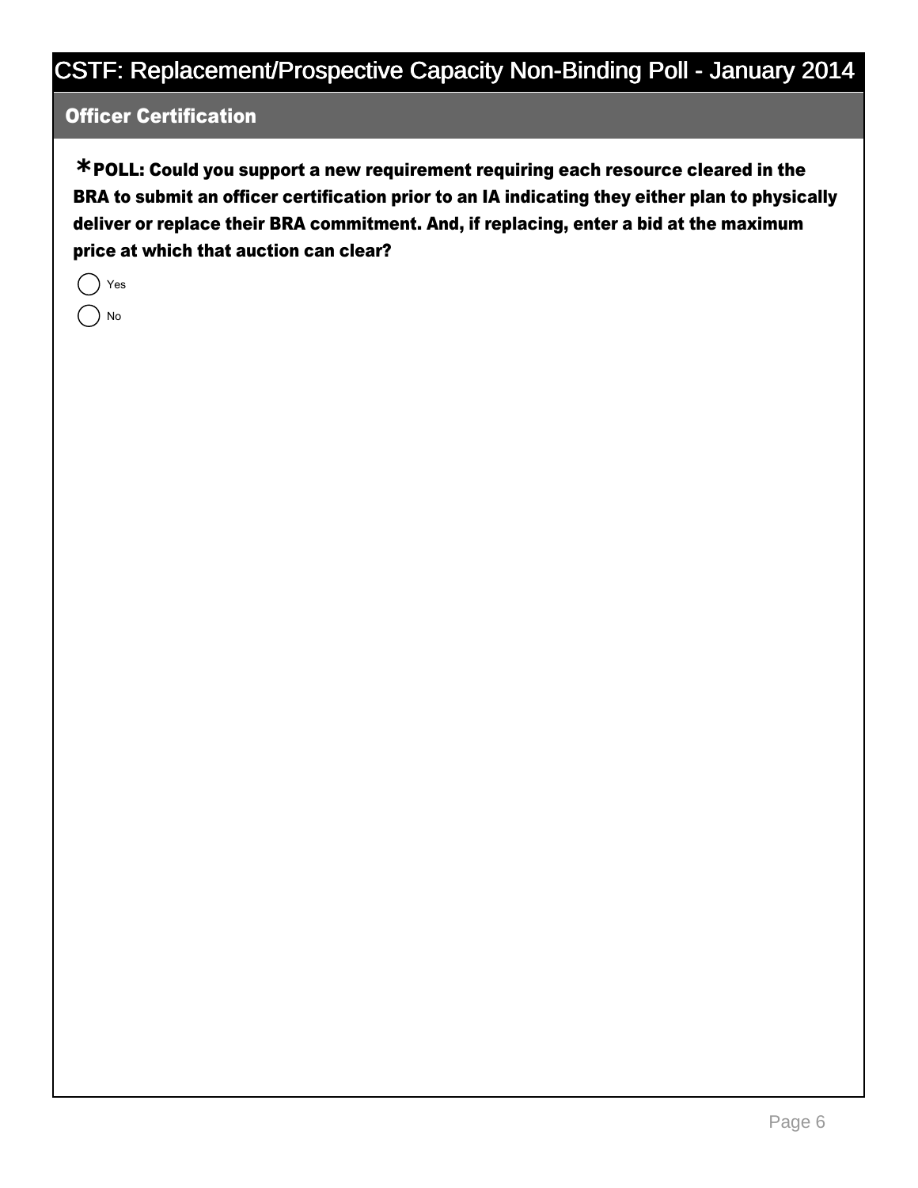# CSTF: Replacement/Prospective Capacity Non-Binding Poll - January 2014

## Officer Certification

**\*POLL: Could you support a new requirement requiring each resource cleared in the BRA to submit an officer certification prior to an IA indicating they either plan to physically deliver or replace their BRA commitment. And, if replacing, enter a bid at the maximum price at which that auction can clear?**

- ( ) Yes
- ( ) No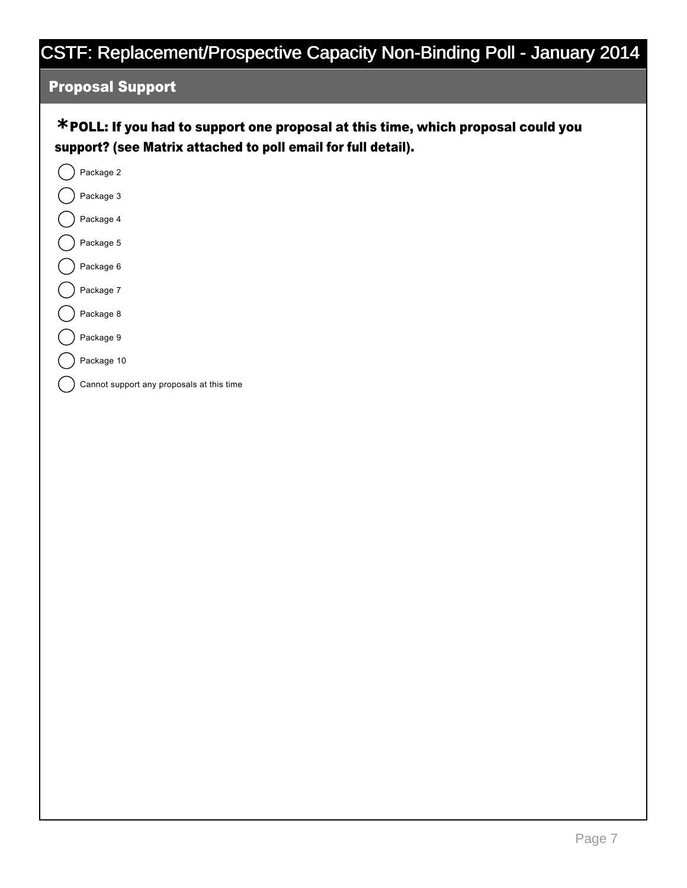# CSTF: Replacement/Prospective Capacity Non-Binding Poll - January 2014

## Proposal Support

**\*POLL: If you had to support one proposal at this time, which proposal could you support? (see Matrix attached to poll email for full detail).**

- ◯ Package 2
- ◯ Package 3
- ◯ Package 4
- ◯ Package 5
- ◯ Package 6
- ◯ Package 7
- ◯ Package 8
- ◯ Package 9
- ◯ Package 10
- ◯ Cannot support any proposals at this time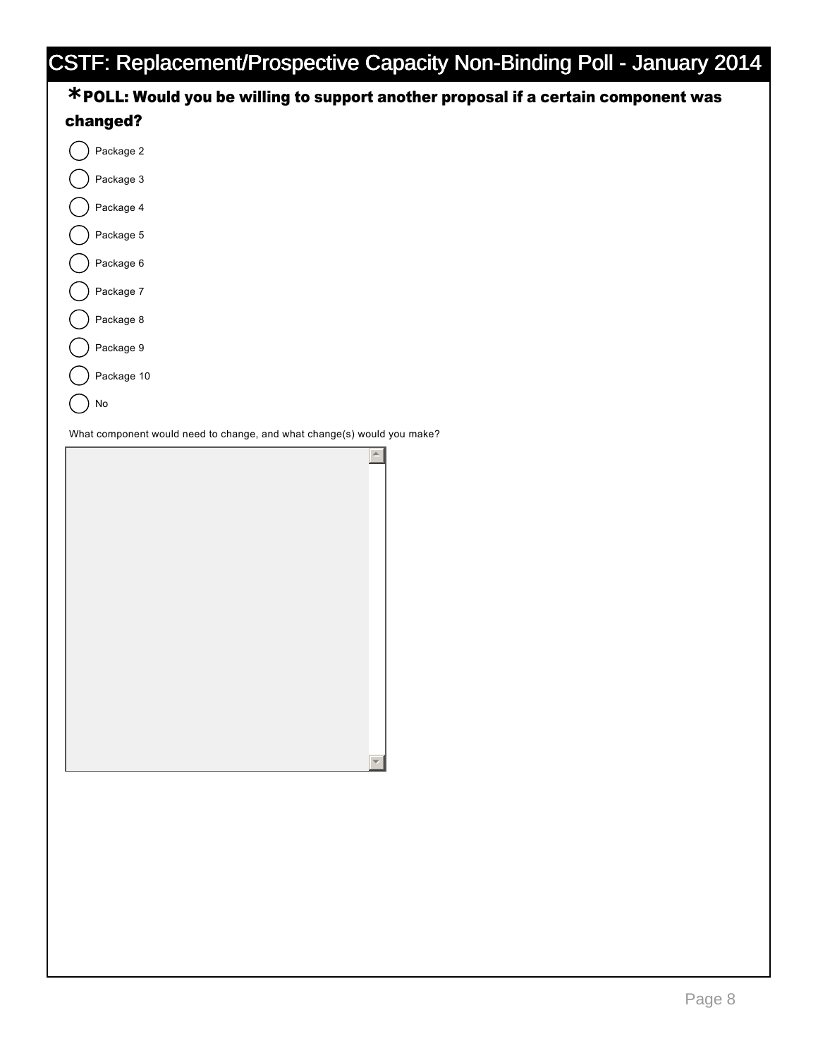# CSTF: Replacement/Prospective Capacity Non-Binding Poll - January 2014

**\*POLL: Would you be willing to support another proposal if a certain component was changed?**

- ( ) Package 2
- ( ) Package 3
- ( ) Package 4
- ( ) Package 5
- ( ) Package 6
- ( ) Package 7
- ( ) Package 8
- ( ) Package 9
- ( ) Package 10
- ( ) No

What component would need to change, and what change(s) would you make?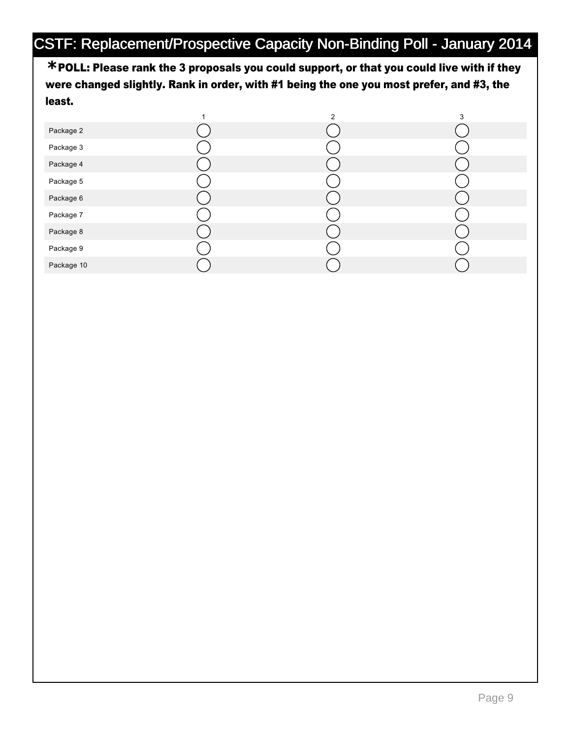# CSTF: Replacement/Prospective Capacity Non-Binding Poll - January 2014

**\*POLL: Please rank the 3 proposals you could support, or that you could live with if they were changed slightly. Rank in order, with #1 being the one you most prefer, and #3, the least.**

| | 1 | 2 | 3 |
|---|---|---|---|
| Package 2 | ◯ | ◯ | ◯ |
| Package 3 | ◯ | ◯ | ◯ |
| Package 4 | ◯ | ◯ | ◯ |
| Package 5 | ◯ | ◯ | ◯ |
| Package 6 | ◯ | ◯ | ◯ |
| Package 7 | ◯ | ◯ | ◯ |
| Package 8 | ◯ | ◯ | ◯ |
| Package 9 | ◯ | ◯ | ◯ |
| Package 10 | ◯ | ◯ | ◯ |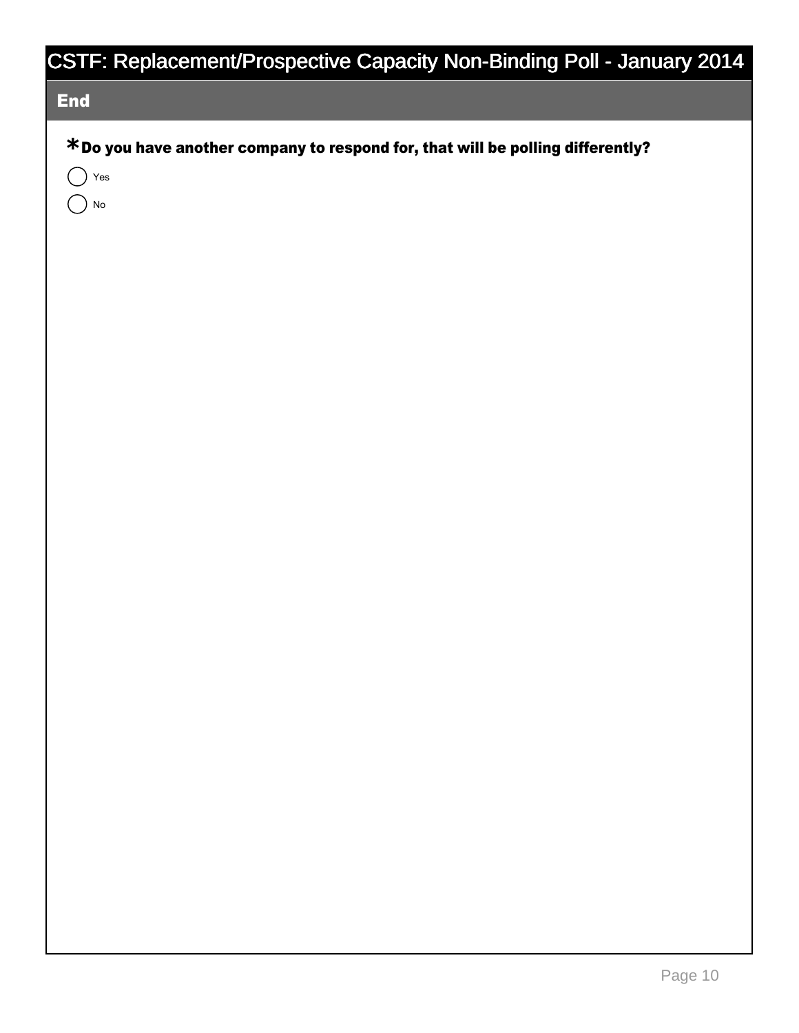# CSTF: Replacement/Prospective Capacity Non-Binding Poll - January 2014

## End

**\*Do you have another company to respond for, that will be polling differently?**

- ◯ Yes
- ◯ No